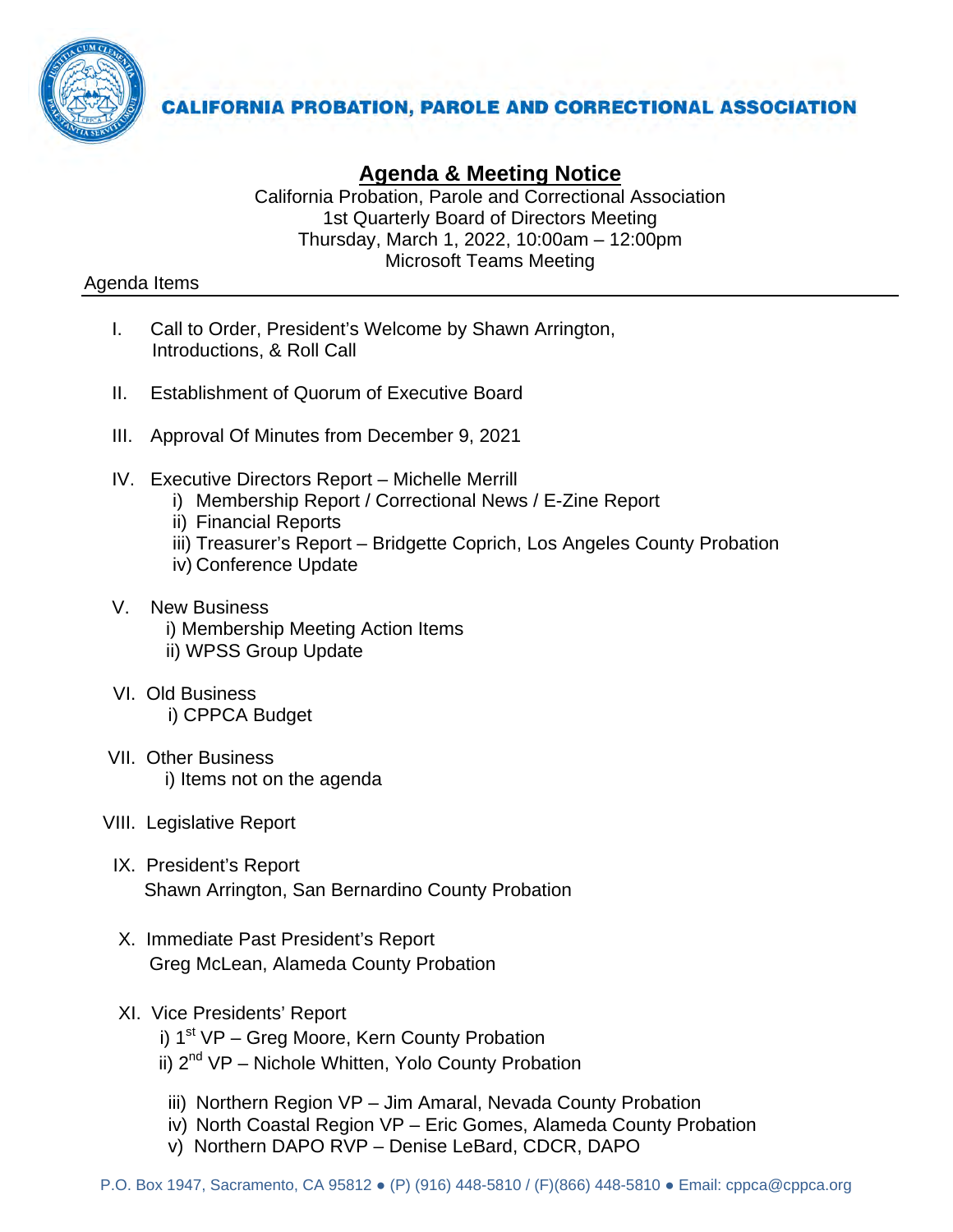CALIFORNIA PROBATION, PAROLE AND CORRECTIONAL ASSOCIATION

# Agenda & Meeting Notice

California Probation, Parole and Correctional Association
1st Quarterly Board of Directors Meeting
Thursday, March 1, 2022, 10:00am – 12:00pm
Microsoft Teams Meeting

Agenda Items

I. Call to Order, President's Welcome by Shawn Arrington, Introductions, & Roll Call

II. Establishment of Quorum of Executive Board

III. Approval Of Minutes from December 9, 2021

IV. Executive Directors Report – Michelle Merrill
   - i) Membership Report / Correctional News / E-Zine Report
   - ii) Financial Reports
   - iii) Treasurer's Report – Bridgette Coprich, Los Angeles County Probation
   - iv) Conference Update

V. New Business
   - i) Membership Meeting Action Items
   - ii) WPSS Group Update

VI. Old Business
   - i) CPPCA Budget

VII. Other Business
   - i) Items not on the agenda

VIII. Legislative Report

IX. President's Report
   Shawn Arrington, San Bernardino County Probation

X. Immediate Past President's Report
   Greg McLean, Alameda County Probation

XI. Vice Presidents' Report
   - i) 1st VP – Greg Moore, Kern County Probation
   - ii) 2nd VP – Nichole Whitten, Yolo County Probation
   - iii) Northern Region VP – Jim Amaral, Nevada County Probation
   - iv) North Coastal Region VP – Eric Gomes, Alameda County Probation
   - v) Northern DAPO RVP – Denise LeBard, CDCR, DAPO

P.O. Box 1947, Sacramento, CA 95812 ● (P) (916) 448-5810 / (F)(866) 448-5810 ● Email: cppca@cppca.org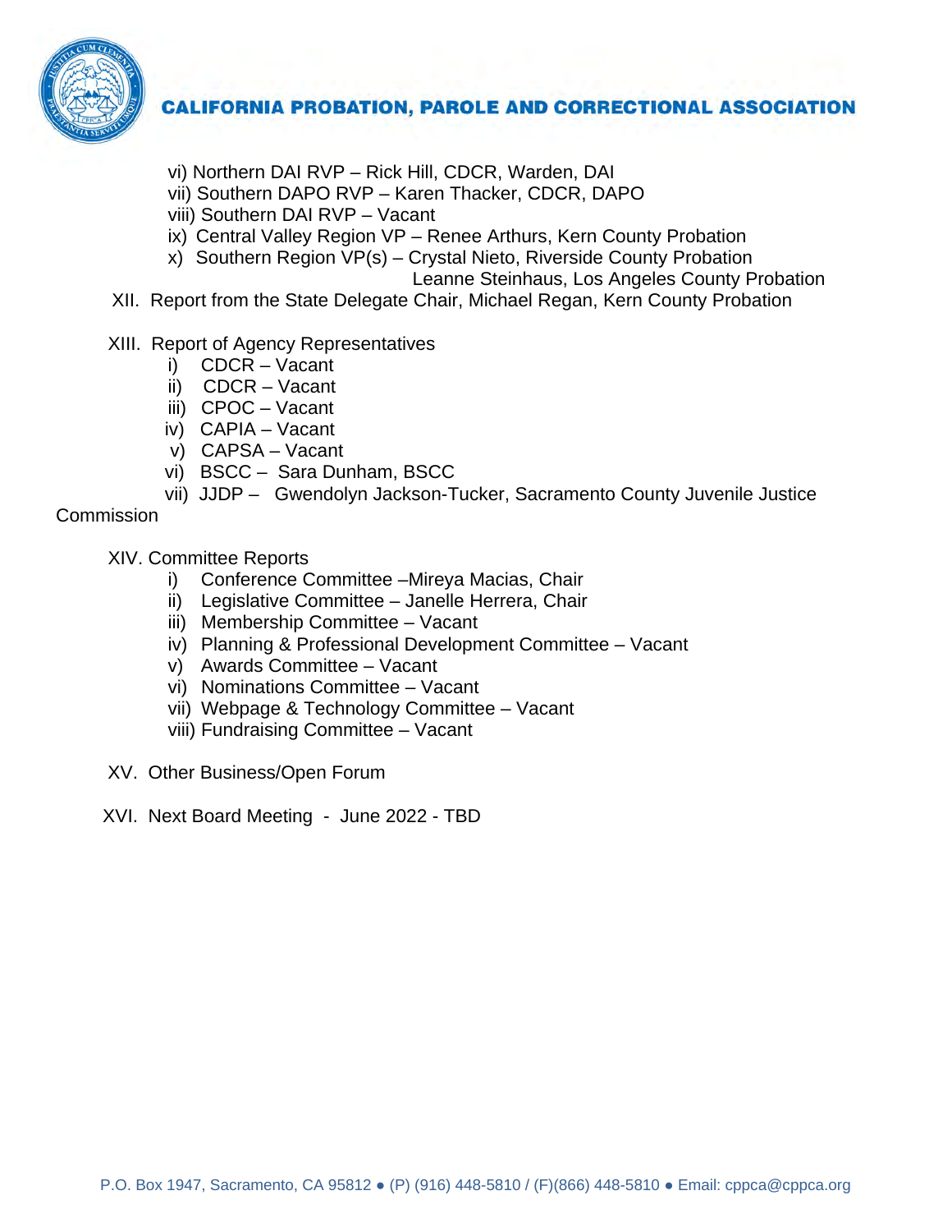vi) Northern DAI RVP – Rick Hill, CDCR, Warden, DAI
vii) Southern DAPO RVP – Karen Thacker, CDCR, DAPO
viii) Southern DAI RVP – Vacant
ix) Central Valley Region VP – Renee Arthurs, Kern County Probation
x) Southern Region VP(s) – Crystal Nieto, Riverside County Probation
Leanne Steinhaus, Los Angeles County Probation

XII. Report from the State Delegate Chair, Michael Regan, Kern County Probation

XIII. Report of Agency Representatives

i) CDCR – Vacant
ii) CDCR – Vacant
iii) CPOC – Vacant
iv) CAPIA – Vacant
v) CAPSA – Vacant
vi) BSCC – Sara Dunham, BSCC
vii) JJDP – Gwendolyn Jackson-Tucker, Sacramento County Juvenile Justice Commission

XIV. Committee Reports

i) Conference Committee –Mireya Macias, Chair
ii) Legislative Committee – Janelle Herrera, Chair
iii) Membership Committee – Vacant
iv) Planning & Professional Development Committee – Vacant
v) Awards Committee – Vacant
vi) Nominations Committee – Vacant
vii) Webpage & Technology Committee – Vacant
viii) Fundraising Committee – Vacant

XV. Other Business/Open Forum

XVI. Next Board Meeting - June 2022 - TBD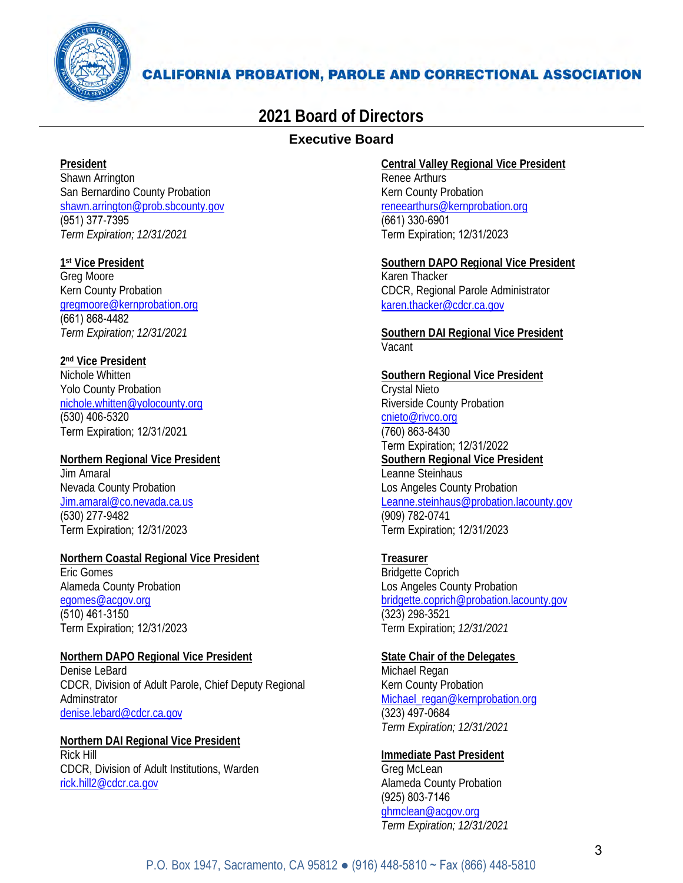CALIFORNIA PROBATION, PAROLE AND CORRECTIONAL ASSOCIATION

# 2021 Board of Directors

## Executive Board

**President**
Shawn Arrington
San Bernardino County Probation
shawn.arrington@prob.sbcounty.gov
(951) 377-7395
*Term Expiration; 12/31/2021*

**1st Vice President**
Greg Moore
Kern County Probation
gregmoore@kernprobation.org
(661) 868-4482
*Term Expiration; 12/31/2021*

**2nd Vice President**
Nichole Whitten
Yolo County Probation
nichole.whitten@yolocounty.org
(530) 406-5320
Term Expiration; 12/31/2021

**Northern Regional Vice President**
Jim Amaral
Nevada County Probation
Jim.amaral@co.nevada.ca.us
(530) 277-9482
Term Expiration; 12/31/2023

**Northern Coastal Regional Vice President**
Eric Gomes
Alameda County Probation
egomes@acgov.org
(510) 461-3150
Term Expiration; 12/31/2023

**Northern DAPO Regional Vice President**
Denise LeBard
CDCR, Division of Adult Parole, Chief Deputy Regional Adminstrator
denise.lebard@cdcr.ca.gov

**Northern DAI Regional Vice President**
Rick Hill
CDCR, Division of Adult Institutions, Warden
rick.hill2@cdcr.ca.gov

**Central Valley Regional Vice President**
Renee Arthurs
Kern County Probation
reneearthurs@kernprobation.org
(661) 330-6901
Term Expiration; 12/31/2023

**Southern DAPO Regional Vice President**
Karen Thacker
CDCR, Regional Parole Administrator
karen.thacker@cdcr.ca.gov

**Southern DAI Regional Vice President**
Vacant

**Southern Regional Vice President**
Crystal Nieto
Riverside County Probation
cnieto@rivco.org
(760) 863-8430
Term Expiration; 12/31/2022

**Southern Regional Vice President**
Leanne Steinhaus
Los Angeles County Probation
Leanne.steinhaus@probation.lacounty.gov
(909) 782-0741
Term Expiration; 12/31/2023

**Treasurer**
Bridgette Coprich
Los Angeles County Probation
bridgette.coprich@probation.lacounty.gov
(323) 298-3521
Term Expiration; *12/31/2021*

**State Chair of the Delegates**
Michael Regan
Kern County Probation
Michael_regan@kernprobation.org
(323) 497-0684
*Term Expiration; 12/31/2021*

**Immediate Past President**
Greg McLean
Alameda County Probation
(925) 803-7146
ghmclean@acgov.org
*Term Expiration; 12/31/2021*

P.O. Box 1947, Sacramento, CA 95812 ● (916) 448-5810 ~ Fax (866) 448-5810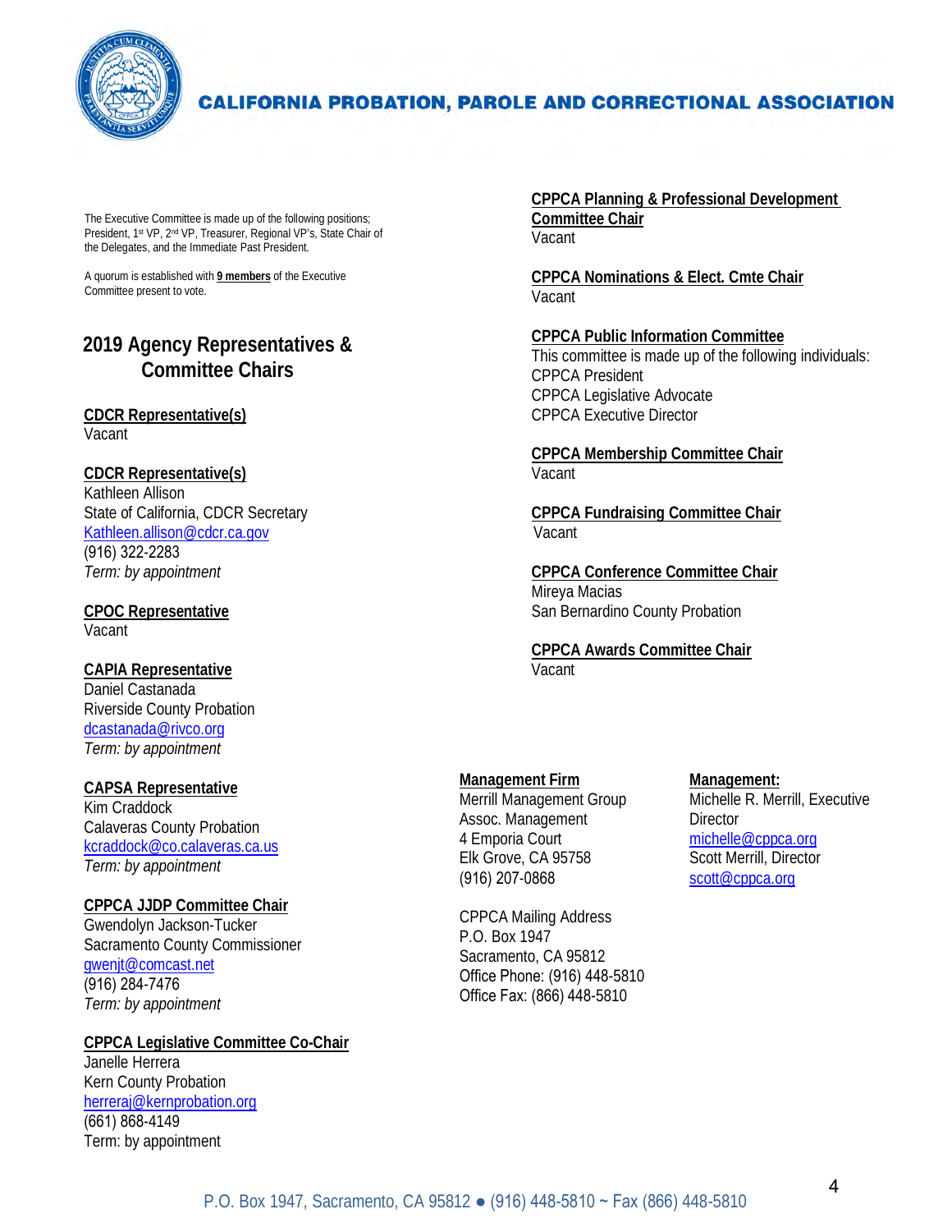The Executive Committee is made up of the following positions; President, 1st VP, 2nd VP, Treasurer, Regional VP's, State Chair of the Delegates, and the Immediate Past President.

A quorum is established with **9 members** of the Executive Committee present to vote.

## 2019 Agency Representatives & Committee Chairs

**CDCR Representative(s)**
Vacant

**CDCR Representative(s)**
Kathleen Allison
State of California, CDCR Secretary
Kathleen.allison@cdcr.ca.gov
(916) 322-2283
*Term: by appointment*

**CPOC Representative**
Vacant

**CAPIA Representative**
Daniel Castanada
Riverside County Probation
dcastanada@rivco.org
*Term: by appointment*

**CAPSA Representative**
Kim Craddock
Calaveras County Probation
kcraddock@co.calaveras.ca.us
*Term: by appointment*

**CPPCA JJDP Committee Chair**
Gwendolyn Jackson-Tucker
Sacramento County Commissioner
gwenjt@comcast.net
(916) 284-7476
*Term: by appointment*

**CPPCA Legislative Committee Co-Chair**
Janelle Herrera
Kern County Probation
herreraj@kernprobation.org
(661) 868-4149
Term: by appointment

**CPPCA Planning & Professional Development Committee Chair**
Vacant

**CPPCA Nominations & Elect. Cmte Chair**
Vacant

**CPPCA Public Information Committee**
This committee is made up of the following individuals:
CPPCA President
CPPCA Legislative Advocate
CPPCA Executive Director

**CPPCA Membership Committee Chair**
Vacant

**CPPCA Fundraising Committee Chair**
Vacant

**CPPCA Conference Committee Chair**
Mireya Macias
San Bernardino County Probation

**CPPCA Awards Committee Chair**
Vacant

**Management Firm**
Merrill Management Group
Assoc. Management
4 Emporia Court
Elk Grove, CA 95758
(916) 207-0868

CPPCA Mailing Address
P.O. Box 1947
Sacramento, CA 95812
Office Phone: (916) 448-5810
Office Fax: (866) 448-5810

**Management:**
Michelle R. Merrill, Executive Director
michelle@cppca.org
Scott Merrill, Director
scott@cppca.org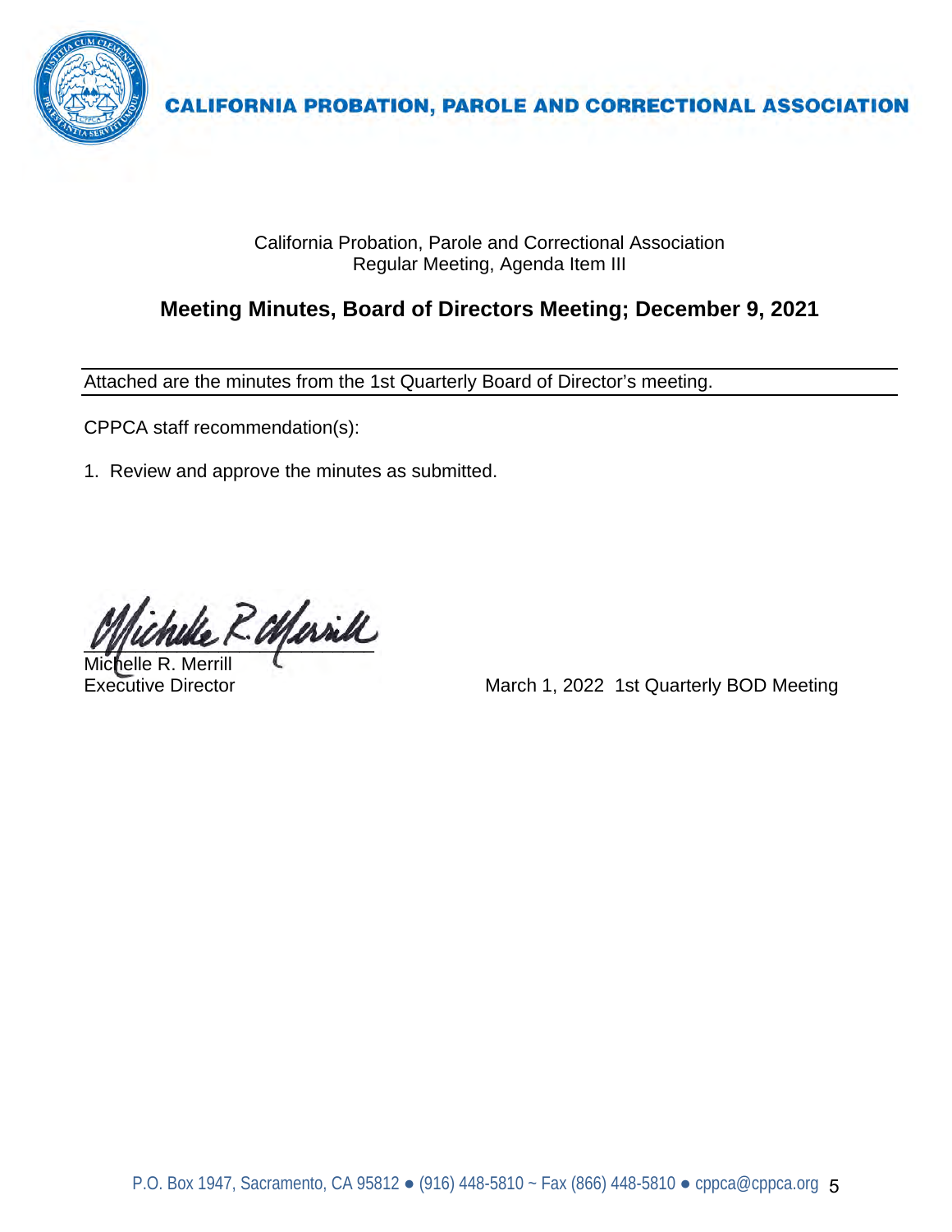**CALIFORNIA PROBATION, PAROLE AND CORRECTIONAL ASSOCIATION**

California Probation, Parole and Correctional Association
Regular Meeting, Agenda Item III

## Meeting Minutes, Board of Directors Meeting; December 9, 2021

Attached are the minutes from the 1st Quarterly Board of Director's meeting.

CPPCA staff recommendation(s):

1. Review and approve the minutes as submitted.

Michelle R. Merrill
Executive Director

March 1, 2022 1st Quarterly BOD Meeting

P.O. Box 1947, Sacramento, CA 95812 ● (916) 448-5810 ~ Fax (866) 448-5810 ● cppca@cppca.org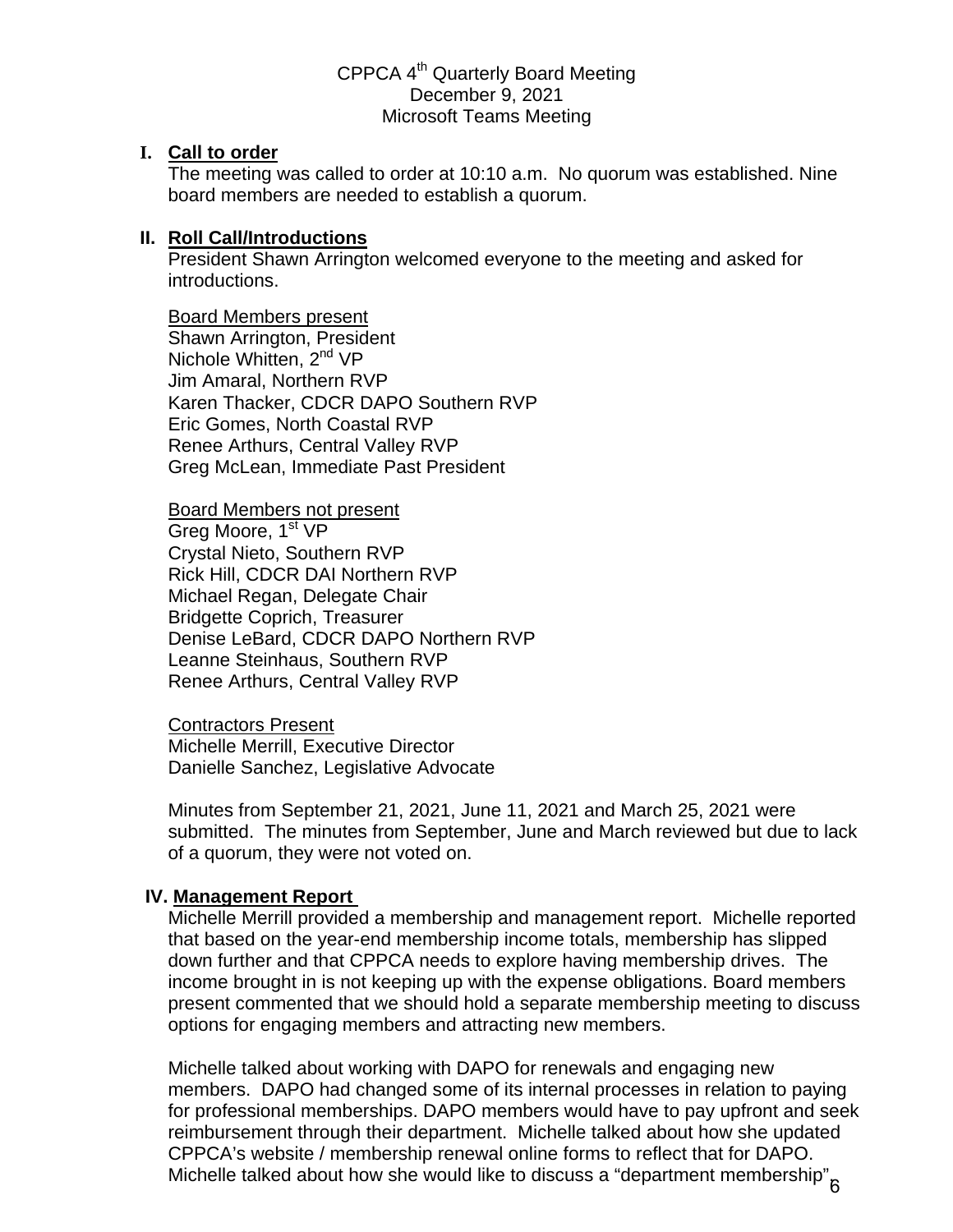CPPCA 4th Quarterly Board Meeting
December 9, 2021
Microsoft Teams Meeting

**I. Call to order**

The meeting was called to order at 10:10 a.m. No quorum was established. Nine board members are needed to establish a quorum.

**II. Roll Call/Introductions**

President Shawn Arrington welcomed everyone to the meeting and asked for introductions.

Board Members present
Shawn Arrington, President
Nichole Whitten, 2nd VP
Jim Amaral, Northern RVP
Karen Thacker, CDCR DAPO Southern RVP
Eric Gomes, North Coastal RVP
Renee Arthurs, Central Valley RVP
Greg McLean, Immediate Past President

Board Members not present
Greg Moore, 1st VP
Crystal Nieto, Southern RVP
Rick Hill, CDCR DAI Northern RVP
Michael Regan, Delegate Chair
Bridgette Coprich, Treasurer
Denise LeBard, CDCR DAPO Northern RVP
Leanne Steinhaus, Southern RVP
Renee Arthurs, Central Valley RVP

Contractors Present
Michelle Merrill, Executive Director
Danielle Sanchez, Legislative Advocate

Minutes from September 21, 2021, June 11, 2021 and March 25, 2021 were submitted. The minutes from September, June and March reviewed but due to lack of a quorum, they were not voted on.

**IV. Management Report**

Michelle Merrill provided a membership and management report. Michelle reported that based on the year-end membership income totals, membership has slipped down further and that CPPCA needs to explore having membership drives. The income brought in is not keeping up with the expense obligations. Board members present commented that we should hold a separate membership meeting to discuss options for engaging members and attracting new members.

Michelle talked about working with DAPO for renewals and engaging new members. DAPO had changed some of its internal processes in relation to paying for professional memberships. DAPO members would have to pay upfront and seek reimbursement through their department. Michelle talked about how she updated CPPCA's website / membership renewal online forms to reflect that for DAPO. Michelle talked about how she would like to discuss a "department membership"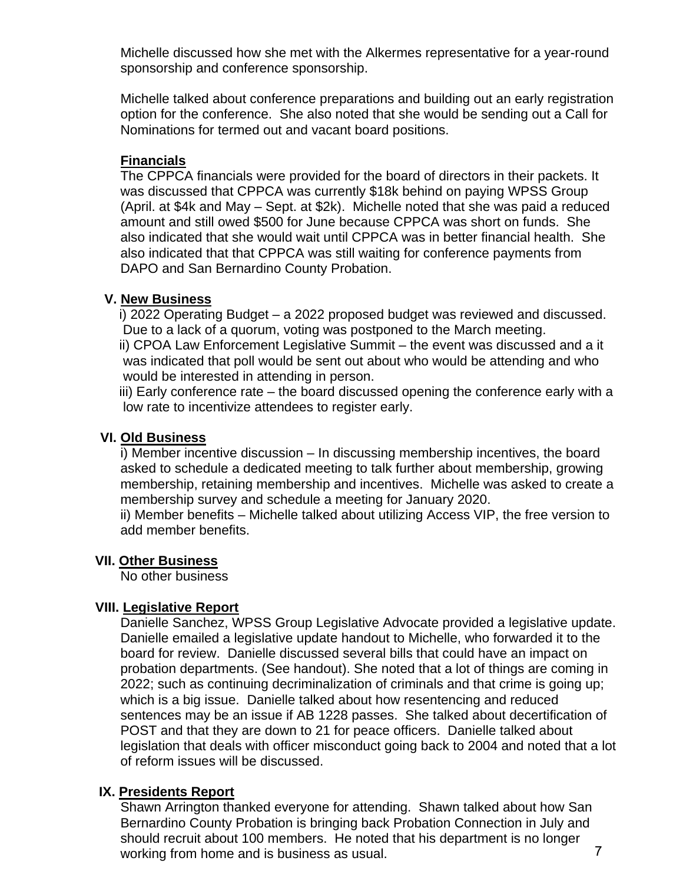Michelle discussed how she met with the Alkermes representative for a year-round sponsorship and conference sponsorship.

Michelle talked about conference preparations and building out an early registration option for the conference. She also noted that she would be sending out a Call for Nominations for termed out and vacant board positions.

**Financials**

The CPPCA financials were provided for the board of directors in their packets. It was discussed that CPPCA was currently $18k behind on paying WPSS Group (April. at $4k and May – Sept. at $2k). Michelle noted that she was paid a reduced amount and still owed $500 for June because CPPCA was short on funds. She also indicated that she would wait until CPPCA was in better financial health. She also indicated that that CPPCA was still waiting for conference payments from DAPO and San Bernardino County Probation.

## V. New Business

i) 2022 Operating Budget – a 2022 proposed budget was reviewed and discussed. Due to a lack of a quorum, voting was postponed to the March meeting.

ii) CPOA Law Enforcement Legislative Summit – the event was discussed and a it was indicated that poll would be sent out about who would be attending and who would be interested in attending in person.

iii) Early conference rate – the board discussed opening the conference early with a low rate to incentivize attendees to register early.

## VI. Old Business

i) Member incentive discussion – In discussing membership incentives, the board asked to schedule a dedicated meeting to talk further about membership, growing membership, retaining membership and incentives. Michelle was asked to create a membership survey and schedule a meeting for January 2020.

ii) Member benefits – Michelle talked about utilizing Access VIP, the free version to add member benefits.

## VII. Other Business

No other business

## VIII. Legislative Report

Danielle Sanchez, WPSS Group Legislative Advocate provided a legislative update. Danielle emailed a legislative update handout to Michelle, who forwarded it to the board for review. Danielle discussed several bills that could have an impact on probation departments. (See handout). She noted that a lot of things are coming in 2022; such as continuing decriminalization of criminals and that crime is going up; which is a big issue. Danielle talked about how resentencing and reduced sentences may be an issue if AB 1228 passes. She talked about decertification of POST and that they are down to 21 for peace officers. Danielle talked about legislation that deals with officer misconduct going back to 2004 and noted that a lot of reform issues will be discussed.

## IX. Presidents Report

Shawn Arrington thanked everyone for attending. Shawn talked about how San Bernardino County Probation is bringing back Probation Connection in July and should recruit about 100 members. He noted that his department is no longer working from home and is business as usual.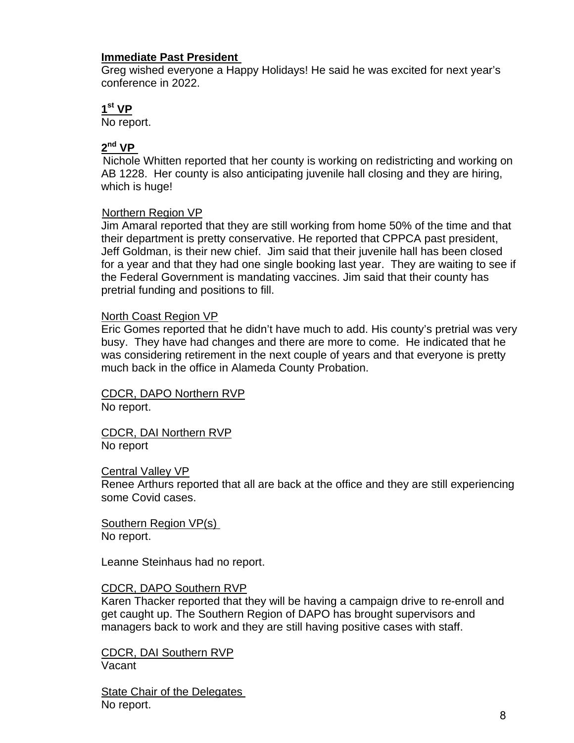**Immediate Past President**

Greg wished everyone a Happy Holidays! He said he was excited for next year's conference in 2022.

**1st VP**

No report.

**2nd VP**

Nichole Whitten reported that her county is working on redistricting and working on AB 1228. Her county is also anticipating juvenile hall closing and they are hiring, which is huge!

Northern Region VP

Jim Amaral reported that they are still working from home 50% of the time and that their department is pretty conservative. He reported that CPPCA past president, Jeff Goldman, is their new chief. Jim said that their juvenile hall has been closed for a year and that they had one single booking last year. They are waiting to see if the Federal Government is mandating vaccines. Jim said that their county has pretrial funding and positions to fill.

North Coast Region VP

Eric Gomes reported that he didn't have much to add. His county's pretrial was very busy. They have had changes and there are more to come. He indicated that he was considering retirement in the next couple of years and that everyone is pretty much back in the office in Alameda County Probation.

CDCR, DAPO Northern RVP

No report.

CDCR, DAI Northern RVP

No report

Central Valley VP

Renee Arthurs reported that all are back at the office and they are still experiencing some Covid cases.

Southern Region VP(s)

No report.

Leanne Steinhaus had no report.

CDCR, DAPO Southern RVP

Karen Thacker reported that they will be having a campaign drive to re-enroll and get caught up. The Southern Region of DAPO has brought supervisors and managers back to work and they are still having positive cases with staff.

CDCR, DAI Southern RVP

Vacant

State Chair of the Delegates

No report.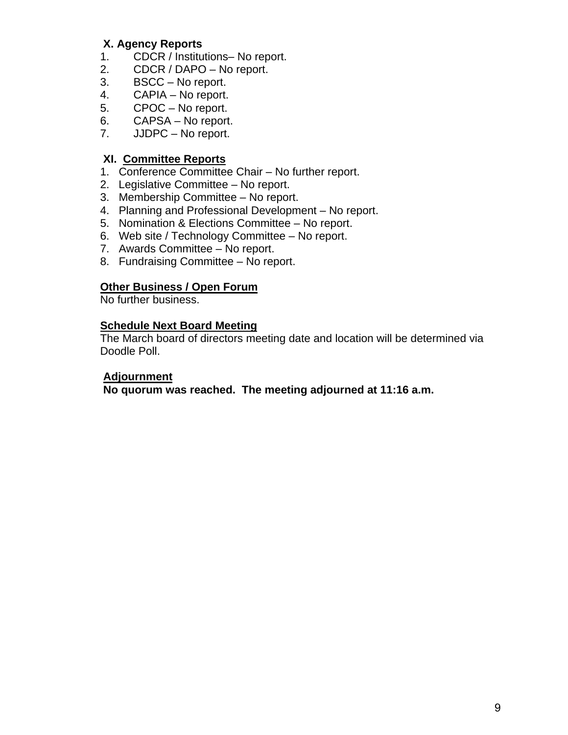**X. Agency Reports**

1. CDCR / Institutions– No report.
2. CDCR / DAPO – No report.
3. BSCC – No report.
4. CAPIA – No report.
5. CPOC – No report.
6. CAPSA – No report.
7. JJDPC – No report.

**XI. Committee Reports**

1. Conference Committee Chair – No further report.
2. Legislative Committee – No report.
3. Membership Committee – No report.
4. Planning and Professional Development – No report.
5. Nomination & Elections Committee – No report.
6. Web site / Technology Committee – No report.
7. Awards Committee – No report.
8. Fundraising Committee – No report.

**Other Business / Open Forum**

No further business.

**Schedule Next Board Meeting**

The March board of directors meeting date and location will be determined via Doodle Poll.

**Adjournment**

**No quorum was reached. The meeting adjourned at 11:16 a.m.**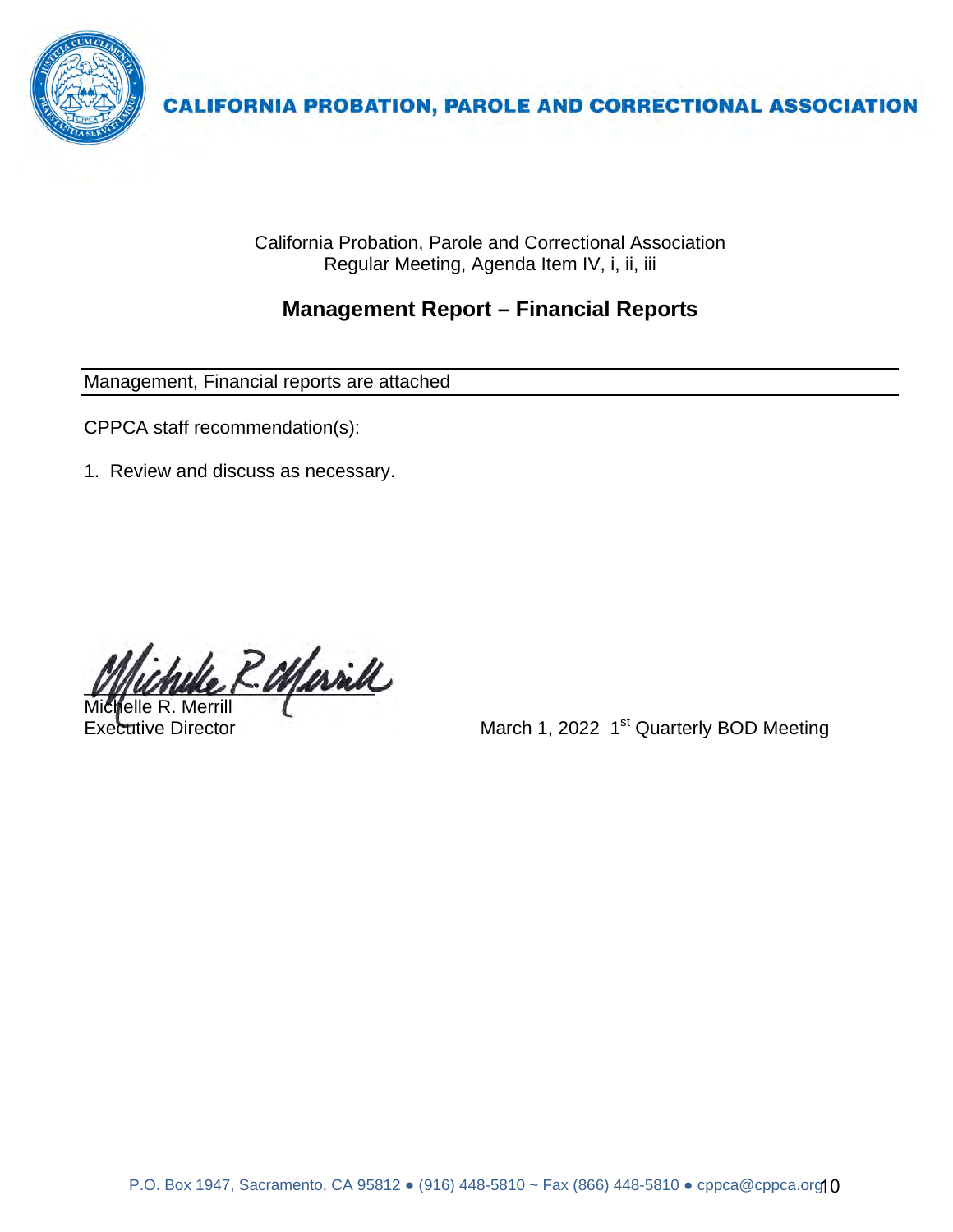**CALIFORNIA PROBATION, PAROLE AND CORRECTIONAL ASSOCIATION**

California Probation, Parole and Correctional Association
Regular Meeting, Agenda Item IV, i, ii, iii

## Management Report – Financial Reports

Management, Financial reports are attached

CPPCA staff recommendation(s):

1. Review and discuss as necessary.

Michelle R. Merrill
Executive Director

March 1, 2022 1st Quarterly BOD Meeting

P.O. Box 1947, Sacramento, CA 95812 ● (916) 448-5810 ~ Fax (866) 448-5810 ● cppca@cppca.org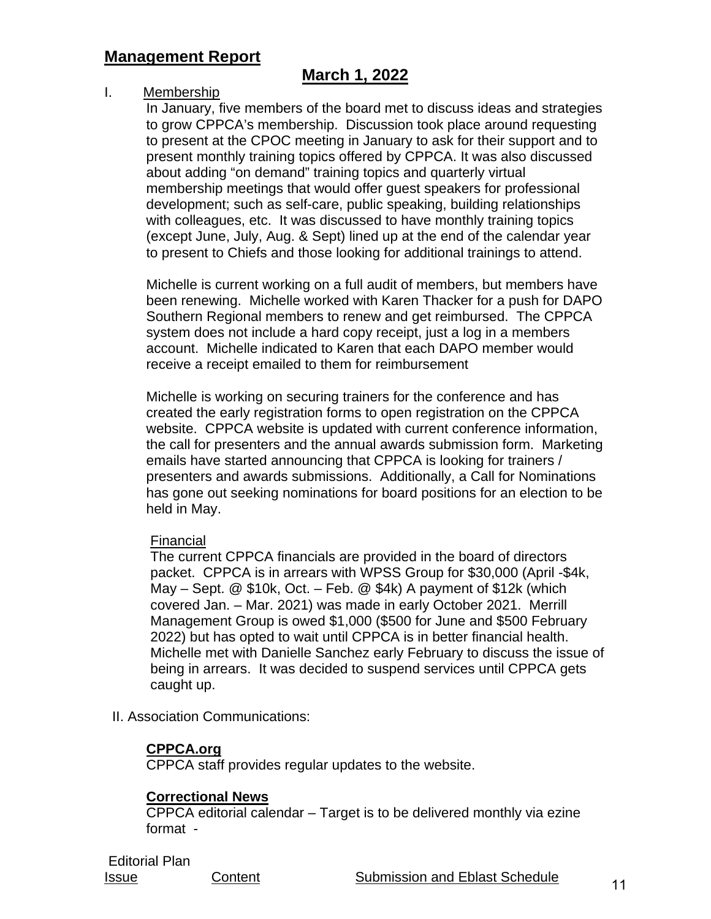## Management Report

### March 1, 2022

I. Membership

In January, five members of the board met to discuss ideas and strategies to grow CPPCA's membership. Discussion took place around requesting to present at the CPOC meeting in January to ask for their support and to present monthly training topics offered by CPPCA. It was also discussed about adding "on demand" training topics and quarterly virtual membership meetings that would offer guest speakers for professional development; such as self-care, public speaking, building relationships with colleagues, etc. It was discussed to have monthly training topics (except June, July, Aug. & Sept) lined up at the end of the calendar year to present to Chiefs and those looking for additional trainings to attend.

Michelle is current working on a full audit of members, but members have been renewing. Michelle worked with Karen Thacker for a push for DAPO Southern Regional members to renew and get reimbursed. The CPPCA system does not include a hard copy receipt, just a log in a members account. Michelle indicated to Karen that each DAPO member would receive a receipt emailed to them for reimbursement

Michelle is working on securing trainers for the conference and has created the early registration forms to open registration on the CPPCA website. CPPCA website is updated with current conference information, the call for presenters and the annual awards submission form. Marketing emails have started announcing that CPPCA is looking for trainers / presenters and awards submissions. Additionally, a Call for Nominations has gone out seeking nominations for board positions for an election to be held in May.

Financial

The current CPPCA financials are provided in the board of directors packet. CPPCA is in arrears with WPSS Group for $30,000 (April -$4k, May – Sept. @ $10k, Oct. – Feb. @ $4k) A payment of $12k (which covered Jan. – Mar. 2021) was made in early October 2021. Merrill Management Group is owed $1,000 ($500 for June and $500 February 2022) but has opted to wait until CPPCA is in better financial health. Michelle met with Danielle Sanchez early February to discuss the issue of being in arrears. It was decided to suspend services until CPPCA gets caught up.

II. Association Communications:

**CPPCA.org**

CPPCA staff provides regular updates to the website.

**Correctional News**

CPPCA editorial calendar – Target is to be delivered monthly via ezine format -

Editorial Plan

| Issue | Content | Submission and Eblast Schedule |
|---|---|---|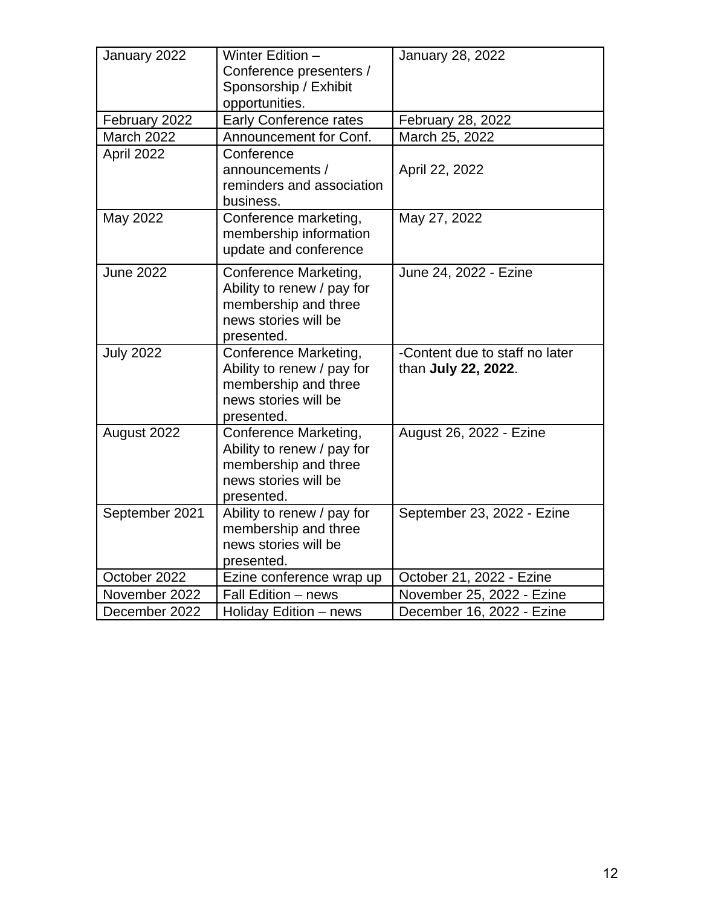| January 2022 | Winter Edition – Conference presenters / Sponsorship / Exhibit opportunities. | January 28, 2022 |
|---|---|---|
| February 2022 | Early Conference rates | February 28, 2022 |
| March 2022 | Announcement for Conf. | March 25, 2022 |
| April 2022 | Conference announcements / reminders and association business. | April 22, 2022 |
| May 2022 | Conference marketing, membership information update and conference | May 27, 2022 |
| June 2022 | Conference Marketing, Ability to renew / pay for membership and three news stories will be presented. | June 24, 2022 - Ezine |
| July 2022 | Conference Marketing, Ability to renew / pay for membership and three news stories will be presented. | -Content due to staff no later than **July 22, 2022**. |
| August 2022 | Conference Marketing, Ability to renew / pay for membership and three news stories will be presented. | August 26, 2022 - Ezine |
| September 2021 | Ability to renew / pay for membership and three news stories will be presented. | September 23, 2022 - Ezine |
| October 2022 | Ezine conference wrap up | October 21, 2022 - Ezine |
| November 2022 | Fall Edition – news | November 25, 2022 - Ezine |
| December 2022 | Holiday Edition – news | December 16, 2022 - Ezine |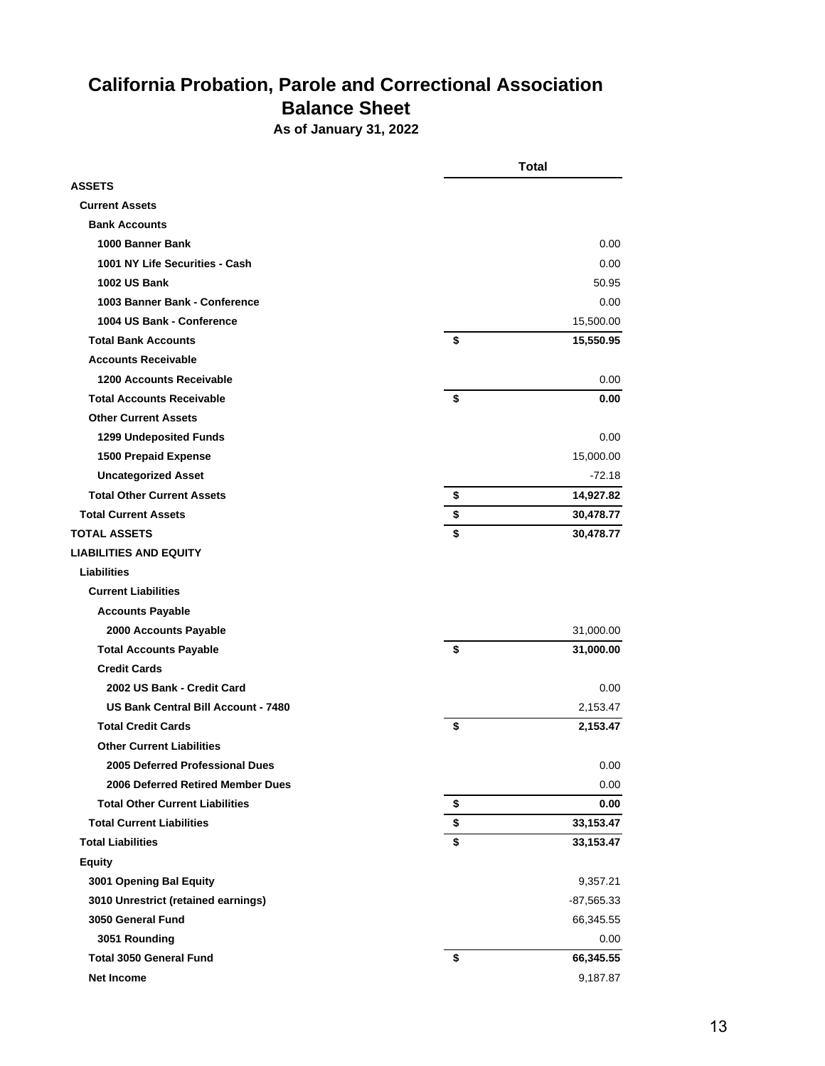# California Probation, Parole and Correctional Association

## Balance Sheet

### As of January 31, 2022

| | Total |
|---|---|
| **ASSETS** | |
| **Current Assets** | |
| **Bank Accounts** | |
| **1000 Banner Bank** | 0.00 |
| **1001 NY Life Securities - Cash** | 0.00 |
| **1002 US Bank** | 50.95 |
| **1003 Banner Bank - Conference** | 0.00 |
| **1004 US Bank - Conference** | 15,500.00 |
| **Total Bank Accounts** | **$ 15,550.95** |
| **Accounts Receivable** | |
| **1200 Accounts Receivable** | 0.00 |
| **Total Accounts Receivable** | **$ 0.00** |
| **Other Current Assets** | |
| **1299 Undeposited Funds** | 0.00 |
| **1500 Prepaid Expense** | 15,000.00 |
| **Uncategorized Asset** | -72.18 |
| **Total Other Current Assets** | **$ 14,927.82** |
| **Total Current Assets** | **$ 30,478.77** |
| **TOTAL ASSETS** | **$ 30,478.77** |
| **LIABILITIES AND EQUITY** | |
| **Liabilities** | |
| **Current Liabilities** | |
| **Accounts Payable** | |
| **2000 Accounts Payable** | 31,000.00 |
| **Total Accounts Payable** | **$ 31,000.00** |
| **Credit Cards** | |
| **2002 US Bank - Credit Card** | 0.00 |
| **US Bank Central Bill Account - 7480** | 2,153.47 |
| **Total Credit Cards** | **$ 2,153.47** |
| **Other Current Liabilities** | |
| **2005 Deferred Professional Dues** | 0.00 |
| **2006 Deferred Retired Member Dues** | 0.00 |
| **Total Other Current Liabilities** | **$ 0.00** |
| **Total Current Liabilities** | **$ 33,153.47** |
| **Total Liabilities** | **$ 33,153.47** |
| **Equity** | |
| **3001 Opening Bal Equity** | 9,357.21 |
| **3010 Unrestrict (retained earnings)** | -87,565.33 |
| **3050 General Fund** | 66,345.55 |
| **3051 Rounding** | 0.00 |
| **Total 3050 General Fund** | **$ 66,345.55** |
| **Net Income** | 9,187.87 |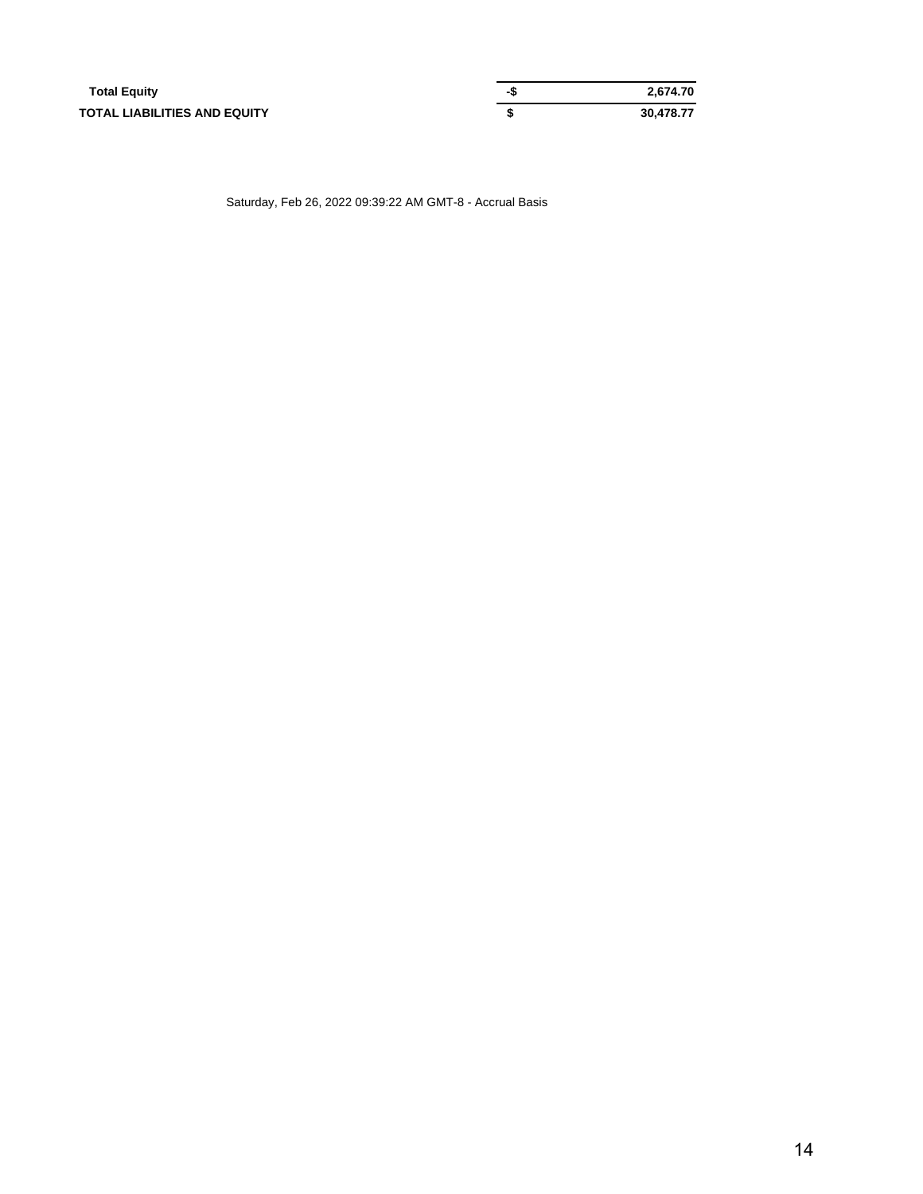| | | |
|---|---|---|
| **Total Equity** | **-$** | **2,674.70** |
| **TOTAL LIABILITIES AND EQUITY** | **$** | **30,478.77** |

Saturday, Feb 26, 2022 09:39:22 AM GMT-8 - Accrual Basis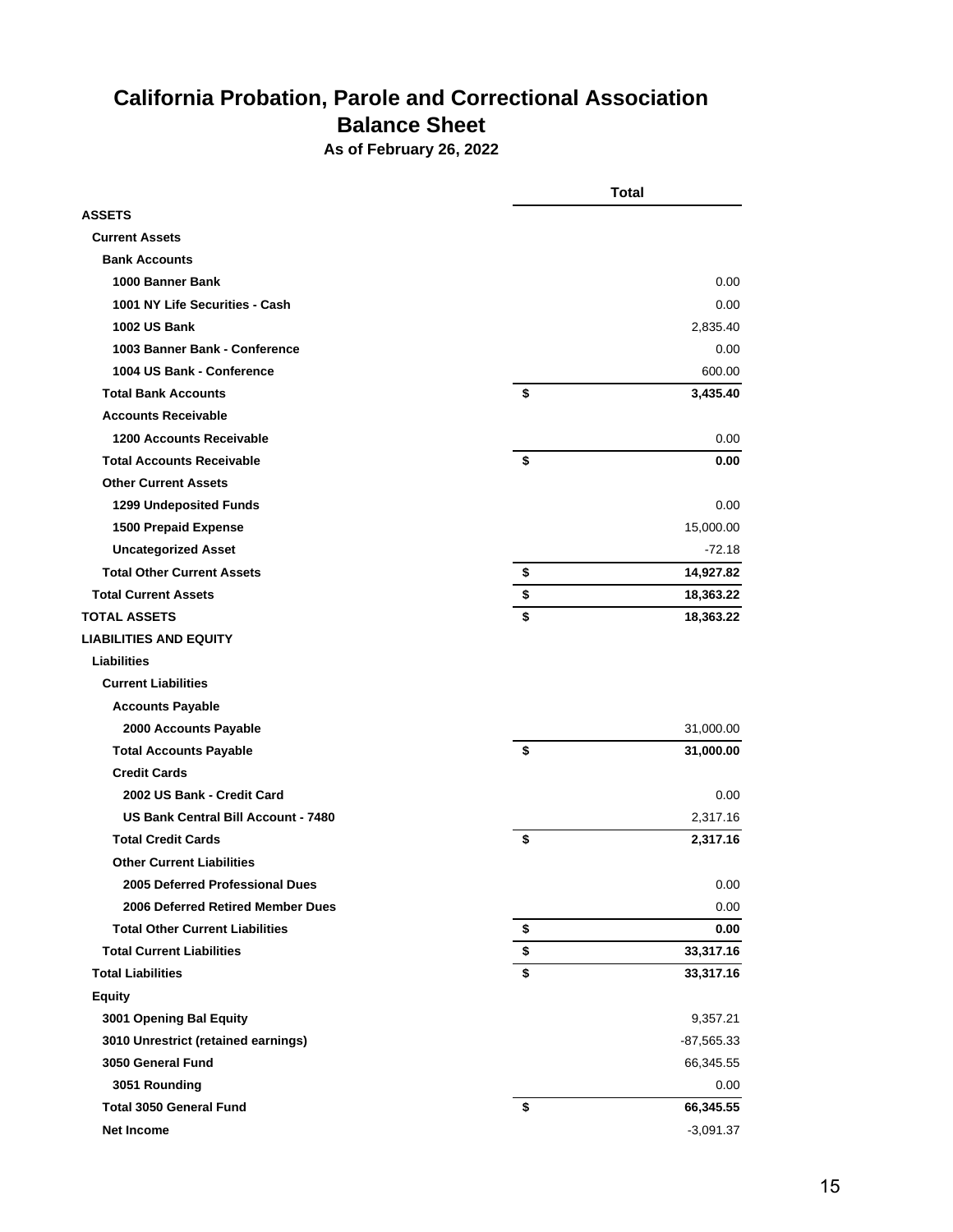# California Probation, Parole and Correctional Association
## Balance Sheet
### As of February 26, 2022

| | Total |
|---|---|
| **ASSETS** | |
| **Current Assets** | |
| **Bank Accounts** | |
| **1000 Banner Bank** | 0.00 |
| **1001 NY Life Securities - Cash** | 0.00 |
| **1002 US Bank** | 2,835.40 |
| **1003 Banner Bank - Conference** | 0.00 |
| **1004 US Bank - Conference** | 600.00 |
| **Total Bank Accounts** | **$ 3,435.40** |
| **Accounts Receivable** | |
| **1200 Accounts Receivable** | 0.00 |
| **Total Accounts Receivable** | **$ 0.00** |
| **Other Current Assets** | |
| **1299 Undeposited Funds** | 0.00 |
| **1500 Prepaid Expense** | 15,000.00 |
| **Uncategorized Asset** | -72.18 |
| **Total Other Current Assets** | **$ 14,927.82** |
| **Total Current Assets** | **$ 18,363.22** |
| **TOTAL ASSETS** | **$ 18,363.22** |
| **LIABILITIES AND EQUITY** | |
| **Liabilities** | |
| **Current Liabilities** | |
| **Accounts Payable** | |
| **2000 Accounts Payable** | 31,000.00 |
| **Total Accounts Payable** | **$ 31,000.00** |
| **Credit Cards** | |
| **2002 US Bank - Credit Card** | 0.00 |
| **US Bank Central Bill Account - 7480** | 2,317.16 |
| **Total Credit Cards** | **$ 2,317.16** |
| **Other Current Liabilities** | |
| **2005 Deferred Professional Dues** | 0.00 |
| **2006 Deferred Retired Member Dues** | 0.00 |
| **Total Other Current Liabilities** | **$ 0.00** |
| **Total Current Liabilities** | **$ 33,317.16** |
| **Total Liabilities** | **$ 33,317.16** |
| **Equity** | |
| **3001 Opening Bal Equity** | 9,357.21 |
| **3010 Unrestrict (retained earnings)** | -87,565.33 |
| **3050 General Fund** | 66,345.55 |
| **3051 Rounding** | 0.00 |
| **Total 3050 General Fund** | **$ 66,345.55** |
| **Net Income** | -3,091.37 |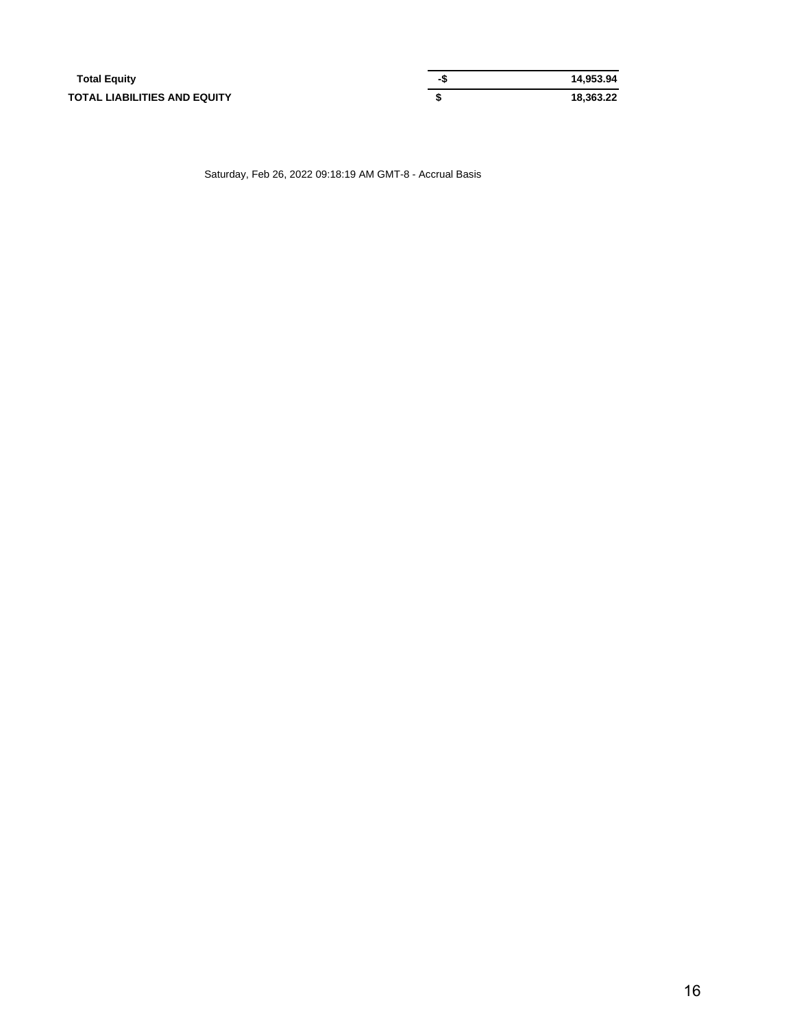| | | |
|---|---|---|
| **Total Equity** | **-$** | **14,953.94** |
| **TOTAL LIABILITIES AND EQUITY** | **$** | **18,363.22** |

Saturday, Feb 26, 2022 09:18:19 AM GMT-8 - Accrual Basis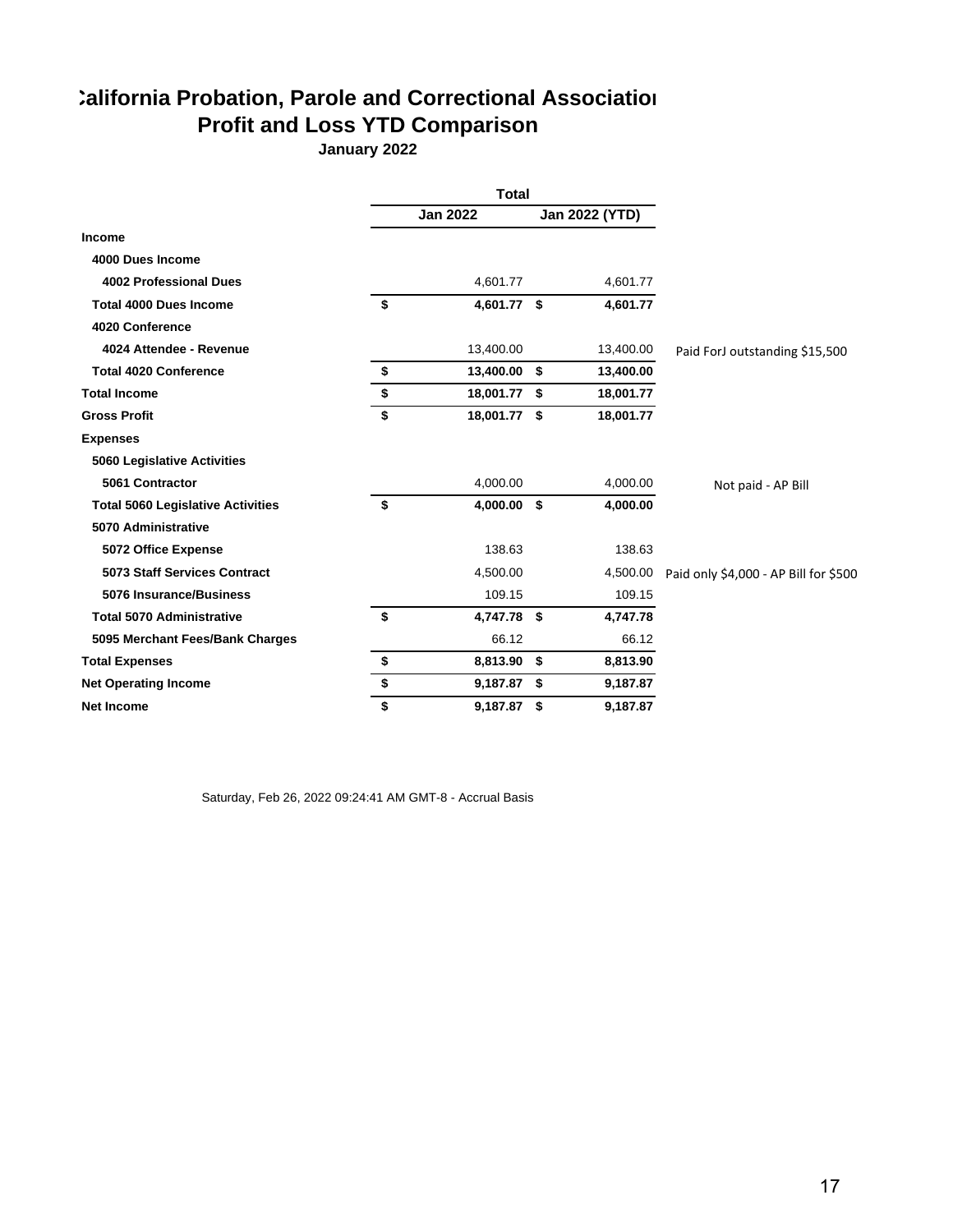# California Probation, Parole and Correctional Association
## Profit and Loss YTD Comparison
### January 2022

| | Total | | |
|---|---|---|---|
| | Jan 2022 | Jan 2022 (YTD) | |
| **Income** | | | |
| **4000 Dues Income** | | | |
| **4002 Professional Dues** | 4,601.77 | 4,601.77 | |
| **Total 4000 Dues Income** | **$ 4,601.77** | **$ 4,601.77** | |
| **4020 Conference** | | | |
| **4024 Attendee - Revenue** | 13,400.00 | 13,400.00 | Paid ForJ outstanding $15,500 |
| **Total 4020 Conference** | **$ 13,400.00** | **$ 13,400.00** | |
| **Total Income** | **$ 18,001.77** | **$ 18,001.77** | |
| **Gross Profit** | **$ 18,001.77** | **$ 18,001.77** | |
| **Expenses** | | | |
| **5060 Legislative Activities** | | | |
| **5061 Contractor** | 4,000.00 | 4,000.00 | Not paid - AP Bill |
| **Total 5060 Legislative Activities** | **$ 4,000.00** | **$ 4,000.00** | |
| **5070 Administrative** | | | |
| **5072 Office Expense** | 138.63 | 138.63 | |
| **5073 Staff Services Contract** | 4,500.00 | 4,500.00 | Paid only $4,000 - AP Bill for $500 |
| **5076 Insurance/Business** | 109.15 | 109.15 | |
| **Total 5070 Administrative** | **$ 4,747.78** | **$ 4,747.78** | |
| **5095 Merchant Fees/Bank Charges** | 66.12 | 66.12 | |
| **Total Expenses** | **$ 8,813.90** | **$ 8,813.90** | |
| **Net Operating Income** | **$ 9,187.87** | **$ 9,187.87** | |
| **Net Income** | **$ 9,187.87** | **$ 9,187.87** | |

Saturday, Feb 26, 2022 09:24:41 AM GMT-8 - Accrual Basis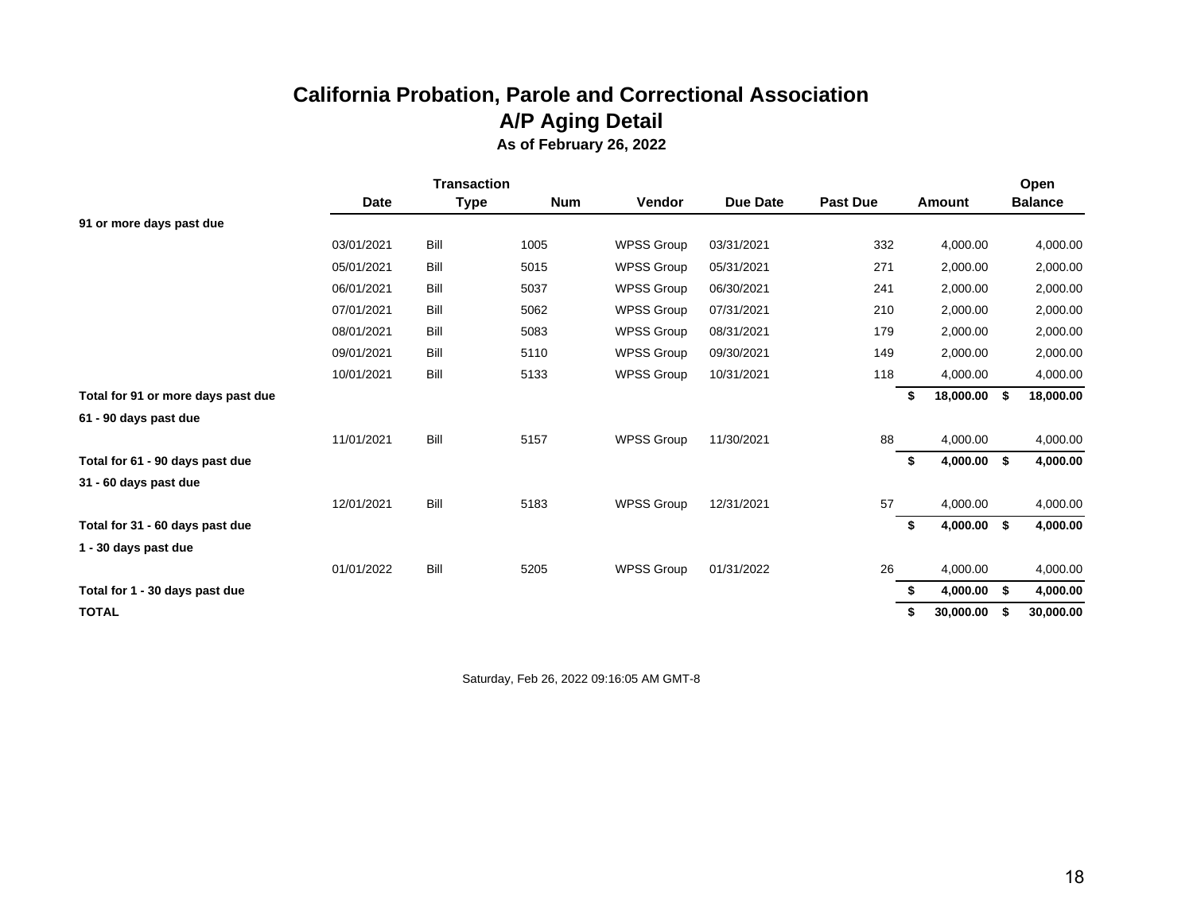# California Probation, Parole and Correctional Association

## A/P Aging Detail

### As of February 26, 2022

| | Date | Transaction Type | Num | Vendor | Due Date | Past Due | Amount | Open Balance |
|---|---|---|---|---|---|---|---|---|
| **91 or more days past due** | | | | | | | | |
| | 03/01/2021 | Bill | 1005 | WPSS Group | 03/31/2021 | 332 | 4,000.00 | 4,000.00 |
| | 05/01/2021 | Bill | 5015 | WPSS Group | 05/31/2021 | 271 | 2,000.00 | 2,000.00 |
| | 06/01/2021 | Bill | 5037 | WPSS Group | 06/30/2021 | 241 | 2,000.00 | 2,000.00 |
| | 07/01/2021 | Bill | 5062 | WPSS Group | 07/31/2021 | 210 | 2,000.00 | 2,000.00 |
| | 08/01/2021 | Bill | 5083 | WPSS Group | 08/31/2021 | 179 | 2,000.00 | 2,000.00 |
| | 09/01/2021 | Bill | 5110 | WPSS Group | 09/30/2021 | 149 | 2,000.00 | 2,000.00 |
| | 10/01/2021 | Bill | 5133 | WPSS Group | 10/31/2021 | 118 | 4,000.00 | 4,000.00 |
| **Total for 91 or more days past due** | | | | | | | **$ 18,000.00** | **$ 18,000.00** |
| **61 - 90 days past due** | | | | | | | | |
| | 11/01/2021 | Bill | 5157 | WPSS Group | 11/30/2021 | 88 | 4,000.00 | 4,000.00 |
| **Total for 61 - 90 days past due** | | | | | | | **$ 4,000.00** | **$ 4,000.00** |
| **31 - 60 days past due** | | | | | | | | |
| | 12/01/2021 | Bill | 5183 | WPSS Group | 12/31/2021 | 57 | 4,000.00 | 4,000.00 |
| **Total for 31 - 60 days past due** | | | | | | | **$ 4,000.00** | **$ 4,000.00** |
| **1 - 30 days past due** | | | | | | | | |
| | 01/01/2022 | Bill | 5205 | WPSS Group | 01/31/2022 | 26 | 4,000.00 | 4,000.00 |
| **Total for 1 - 30 days past due** | | | | | | | **$ 4,000.00** | **$ 4,000.00** |
| **TOTAL** | | | | | | | **$ 30,000.00** | **$ 30,000.00** |

Saturday, Feb 26, 2022 09:16:05 AM GMT-8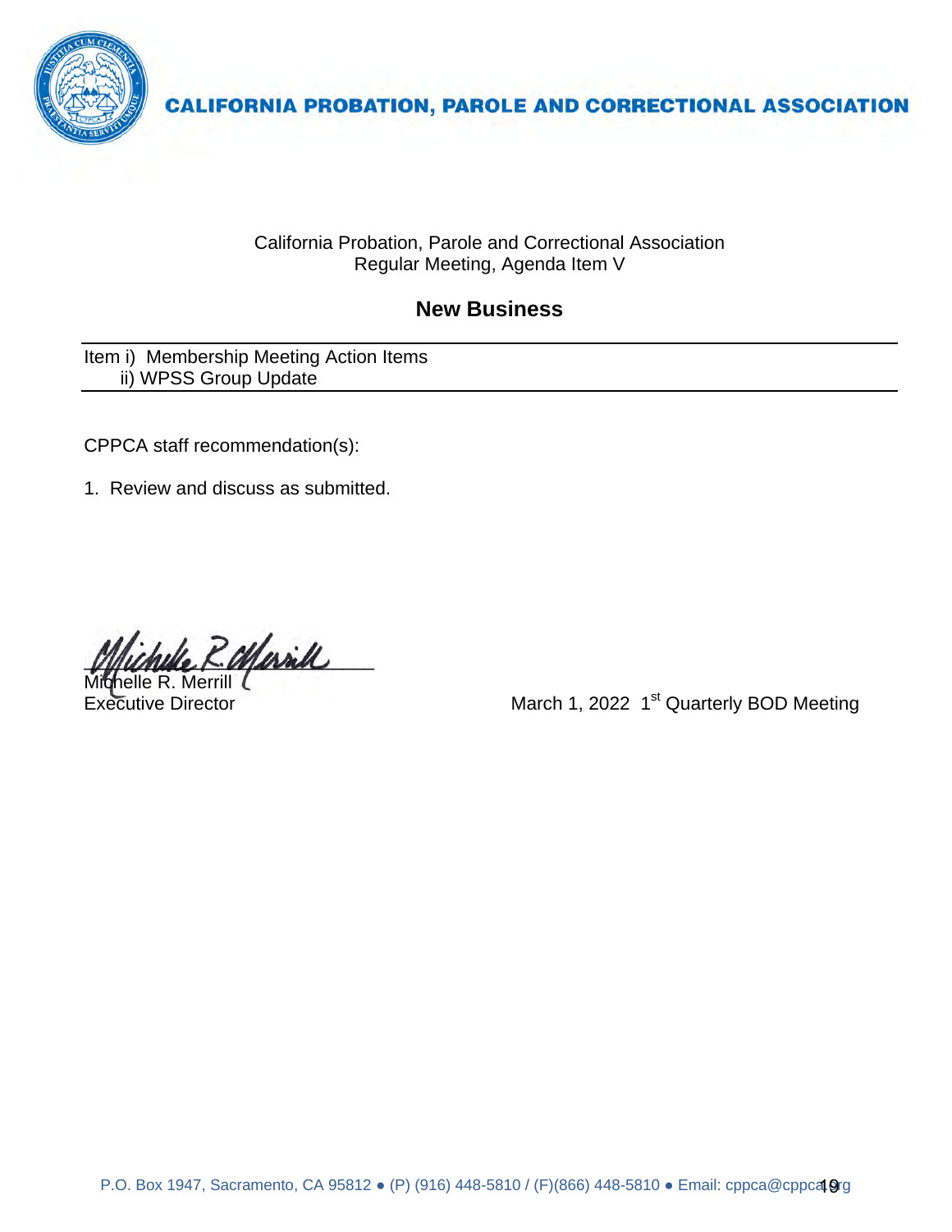CALIFORNIA PROBATION, PAROLE AND CORRECTIONAL ASSOCIATION

California Probation, Parole and Correctional Association
Regular Meeting, Agenda Item V

## New Business

Item i) Membership Meeting Action Items
ii) WPSS Group Update

CPPCA staff recommendation(s):

1. Review and discuss as submitted.

Michelle R. Merrill
Executive Director

March 1, 2022 1st Quarterly BOD Meeting

P.O. Box 1947, Sacramento, CA 95812 ● (P) (916) 448-5810 / (F)(866) 448-5810 ● Email: cppca@cppca.org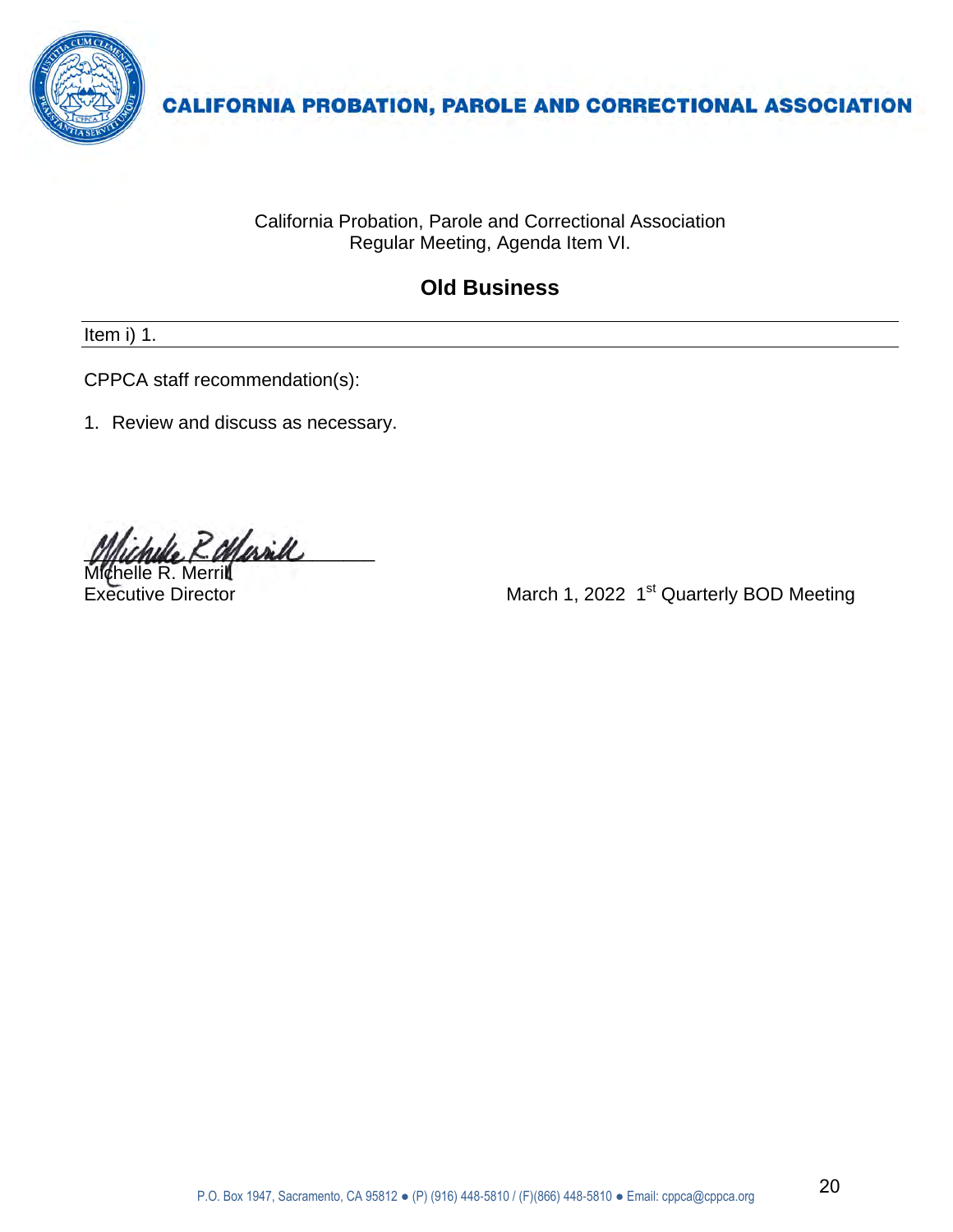**CALIFORNIA PROBATION, PAROLE AND CORRECTIONAL ASSOCIATION**

California Probation, Parole and Correctional Association
Regular Meeting, Agenda Item VI.

## Old Business

Item i) 1.

CPPCA staff recommendation(s):

1. Review and discuss as necessary.

Michelle R. Merrill
Executive Director

March 1, 2022 1st Quarterly BOD Meeting

P.O. Box 1947, Sacramento, CA 95812 ● (P) (916) 448-5810 / (F)(866) 448-5810 ● Email: cppca@cppca.org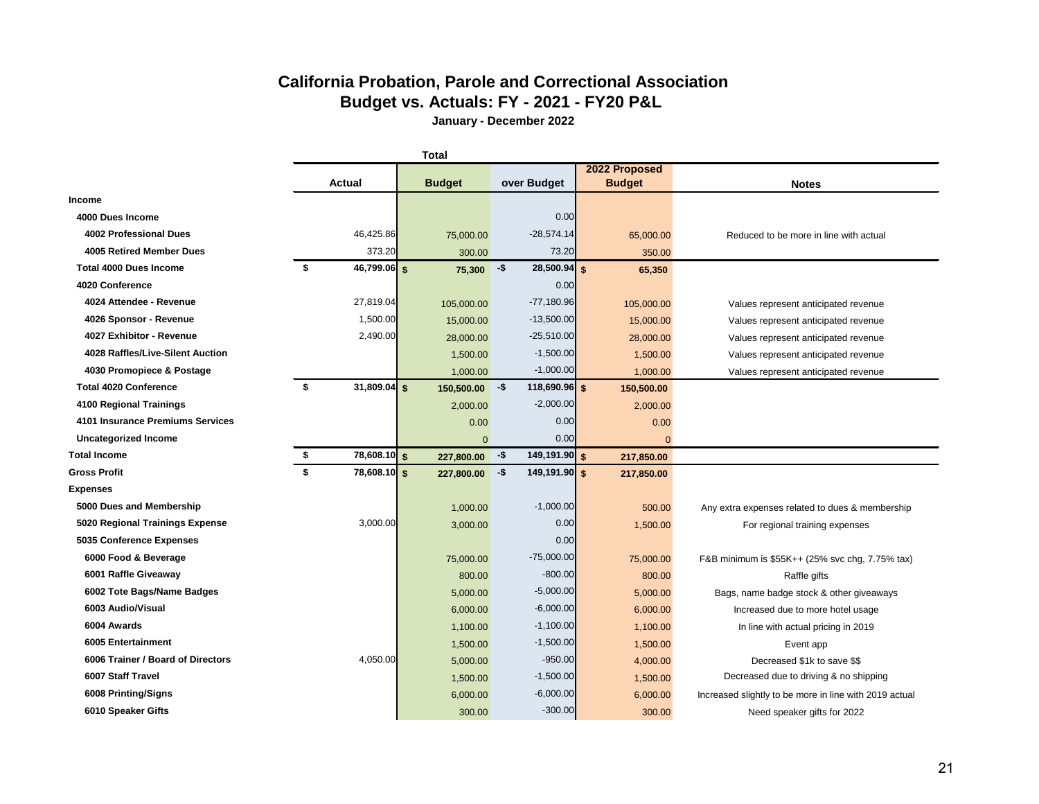## California Probation, Parole and Correctional Association
## Budget vs. Actuals: FY - 2021 - FY20 P&L

**January - December 2022**

| | Total | | | | |
|---|---|---|---|---|---|
| | **Actual** | **Budget** | **over Budget** | **2022 Proposed Budget** | **Notes** |
| **Income** | | | | | |
| **4000 Dues Income** | | | 0.00 | | |
| **4002 Professional Dues** | 46,425.86 | 75,000.00 | -28,574.14 | 65,000.00 | Reduced to be more in line with actual |
| **4005 Retired Member Dues** | 373.20 | 300.00 | 73.20 | 350.00 | |
| **Total 4000 Dues Income** | **$ 46,799.06** | **$ 75,300** | **-$ 28,500.94** | **$ 65,350** | |
| **4020 Conference** | | | 0.00 | | |
| **4024 Attendee - Revenue** | 27,819.04 | 105,000.00 | -77,180.96 | 105,000.00 | Values represent anticipated revenue |
| **4026 Sponsor - Revenue** | 1,500.00 | 15,000.00 | -13,500.00 | 15,000.00 | Values represent anticipated revenue |
| **4027 Exhibitor - Revenue** | 2,490.00 | 28,000.00 | -25,510.00 | 28,000.00 | Values represent anticipated revenue |
| **4028 Raffles/Live-Silent Auction** | | 1,500.00 | -1,500.00 | 1,500.00 | Values represent anticipated revenue |
| **4030 Promopiece & Postage** | | 1,000.00 | -1,000.00 | 1,000.00 | Values represent anticipated revenue |
| **Total 4020 Conference** | **$ 31,809.04** | **$ 150,500.00** | **-$ 118,690.96** | **$ 150,500.00** | |
| **4100 Regional Trainings** | | 2,000.00 | -2,000.00 | 2,000.00 | |
| **4101 Insurance Premiums Services** | | 0.00 | 0.00 | 0.00 | |
| **Uncategorized Income** | | 0 | 0.00 | 0 | |
| **Total Income** | **$ 78,608.10** | **$ 227,800.00** | **-$ 149,191.90** | **$ 217,850.00** | |
| **Gross Profit** | **$ 78,608.10** | **$ 227,800.00** | **-$ 149,191.90** | **$ 217,850.00** | |
| **Expenses** | | | | | |
| **5000 Dues and Membership** | | 1,000.00 | -1,000.00 | 500.00 | Any extra expenses related to dues & membership |
| **5020 Regional Trainings Expense** | 3,000.00 | 3,000.00 | 0.00 | 1,500.00 | For regional training expenses |
| **5035 Conference Expenses** | | | 0.00 | | |
| **6000 Food & Beverage** | | 75,000.00 | -75,000.00 | 75,000.00 | F&B minimum is $55K++ (25% svc chg, 7.75% tax) |
| **6001 Raffle Giveaway** | | 800.00 | -800.00 | 800.00 | Raffle gifts |
| **6002 Tote Bags/Name Badges** | | 5,000.00 | -5,000.00 | 5,000.00 | Bags, name badge stock & other giveaways |
| **6003 Audio/Visual** | | 6,000.00 | -6,000.00 | 6,000.00 | Increased due to more hotel usage |
| **6004 Awards** | | 1,100.00 | -1,100.00 | 1,100.00 | In line with actual pricing in 2019 |
| **6005 Entertainment** | | 1,500.00 | -1,500.00 | 1,500.00 | Event app |
| **6006 Trainer / Board of Directors** | 4,050.00 | 5,000.00 | -950.00 | 4,000.00 | Decreased $1k to save $$ |
| **6007 Staff Travel** | | 1,500.00 | -1,500.00 | 1,500.00 | Decreased due to driving & no shipping |
| **6008 Printing/Signs** | | 6,000.00 | -6,000.00 | 6,000.00 | Increased slightly to be more in line with 2019 actual |
| **6010 Speaker Gifts** | | 300.00 | -300.00 | 300.00 | Need speaker gifts for 2022 |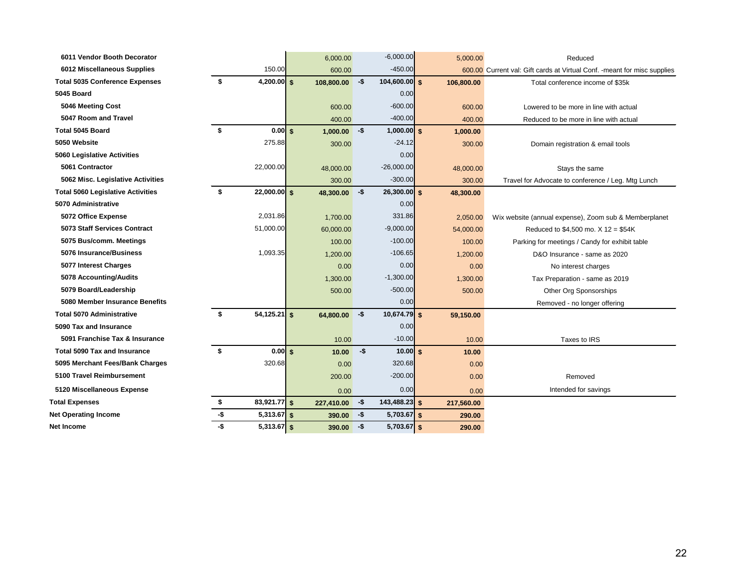| Account | | Actual | | Budget | | Difference | | Proposed Budget | Notes |
|---|---|---|---|---|---|---|---|---|---|
| 6011 Vendor Booth Decorator | | | | 6,000.00 | | -6,000.00 | | 5,000.00 | Reduced |
| 6012 Miscellaneous Supplies | | 150.00 | | 600.00 | | -450.00 | | 600.00 | Current val: Gift cards at Virtual Conf. -meant for misc supplies |
| **Total 5035 Conference Expenses** | **$** | **4,200.00** | **$** | **108,800.00** | **-$** | **104,600.00** | **$** | **106,800.00** | Total conference income of $35k |
| 5045 Board | | | | | | 0.00 | | | |
| 5046 Meeting Cost | | | | 600.00 | | -600.00 | | 600.00 | Lowered to be more in line with actual |
| 5047 Room and Travel | | | | 400.00 | | -400.00 | | 400.00 | Reduced to be more in line with actual |
| **Total 5045 Board** | **$** | **0.00** | **$** | **1,000.00** | **-$** | **1,000.00** | **$** | **1,000.00** | |
| 5050 Website | | 275.88 | | 300.00 | | -24.12 | | 300.00 | Domain registration & email tools |
| 5060 Legislative Activities | | | | | | 0.00 | | | |
| 5061 Contractor | | 22,000.00 | | 48,000.00 | | -26,000.00 | | 48,000.00 | Stays the same |
| 5062 Misc. Legislative Activities | | | | 300.00 | | -300.00 | | 300.00 | Travel for Advocate to conference / Leg. Mtg Lunch |
| **Total 5060 Legislative Activities** | **$** | **22,000.00** | **$** | **48,300.00** | **-$** | **26,300.00** | **$** | **48,300.00** | |
| 5070 Administrative | | | | | | 0.00 | | | |
| 5072 Office Expense | | 2,031.86 | | 1,700.00 | | 331.86 | | 2,050.00 | Wix website (annual expense), Zoom sub & Memberplanet |
| 5073 Staff Services Contract | | 51,000.00 | | 60,000.00 | | -9,000.00 | | 54,000.00 | Reduced to $4,500 mo. X 12 = $54K |
| 5075 Bus/comm. Meetings | | | | 100.00 | | -100.00 | | 100.00 | Parking for meetings / Candy for exhibit table |
| 5076 Insurance/Business | | 1,093.35 | | 1,200.00 | | -106.65 | | 1,200.00 | D&O Insurance - same as 2020 |
| 5077 Interest Charges | | | | 0.00 | | 0.00 | | 0.00 | No interest charges |
| 5078 Accounting/Audits | | | | 1,300.00 | | -1,300.00 | | 1,300.00 | Tax Preparation - same as 2019 |
| 5079 Board/Leadership | | | | 500.00 | | -500.00 | | 500.00 | Other Org Sponsorships |
| 5080 Member Insurance Benefits | | | | | | 0.00 | | | Removed - no longer offering |
| **Total 5070 Administrative** | **$** | **54,125.21** | **$** | **64,800.00** | **-$** | **10,674.79** | **$** | **59,150.00** | |
| 5090 Tax and Insurance | | | | | | 0.00 | | | |
| 5091 Franchise Tax & Insurance | | | | 10.00 | | -10.00 | | 10.00 | Taxes to IRS |
| **Total 5090 Tax and Insurance** | **$** | **0.00** | **$** | **10.00** | **-$** | **10.00** | **$** | **10.00** | |
| 5095 Merchant Fees/Bank Charges | | 320.68 | | 0.00 | | 320.68 | | 0.00 | |
| 5100 Travel Reimbursement | | | | 200.00 | | -200.00 | | 0.00 | Removed |
| 5120 Miscellaneous Expense | | | | 0.00 | | 0.00 | | 0.00 | Intended for savings |
| **Total Expenses** | **$** | **83,921.77** | **$** | **227,410.00** | **-$** | **143,488.23** | **$** | **217,560.00** | |
| **Net Operating Income** | **-$** | **5,313.67** | **$** | **390.00** | **-$** | **5,703.67** | **$** | **290.00** | |
| **Net Income** | **-$** | **5,313.67** | **$** | **390.00** | **-$** | **5,703.67** | **$** | **290.00** | |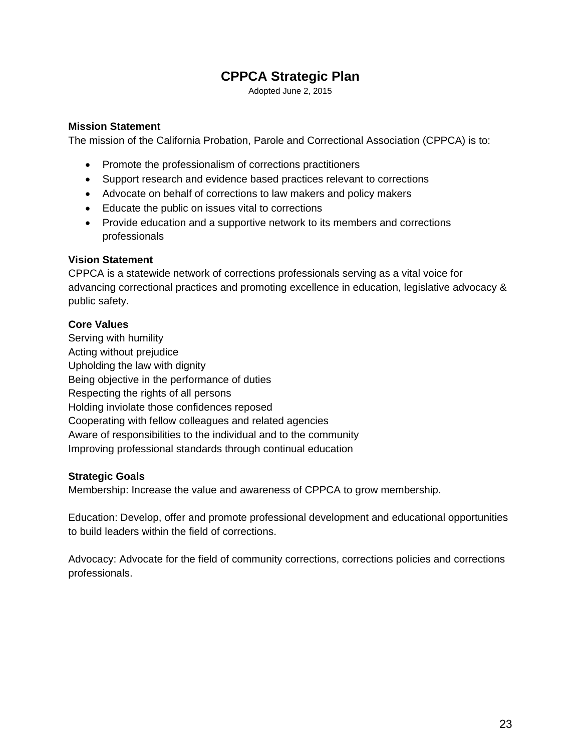# CPPCA Strategic Plan

Adopted June 2, 2015

**Mission Statement**

The mission of the California Probation, Parole and Correctional Association (CPPCA) is to:

- Promote the professionalism of corrections practitioners
- Support research and evidence based practices relevant to corrections
- Advocate on behalf of corrections to law makers and policy makers
- Educate the public on issues vital to corrections
- Provide education and a supportive network to its members and corrections professionals

**Vision Statement**

CPPCA is a statewide network of corrections professionals serving as a vital voice for advancing correctional practices and promoting excellence in education, legislative advocacy & public safety.

**Core Values**

Serving with humility
Acting without prejudice
Upholding the law with dignity
Being objective in the performance of duties
Respecting the rights of all persons
Holding inviolate those confidences reposed
Cooperating with fellow colleagues and related agencies
Aware of responsibilities to the individual and to the community
Improving professional standards through continual education

**Strategic Goals**

Membership: Increase the value and awareness of CPPCA to grow membership.

Education: Develop, offer and promote professional development and educational opportunities to build leaders within the field of corrections.

Advocacy: Advocate for the field of community corrections, corrections policies and corrections professionals.